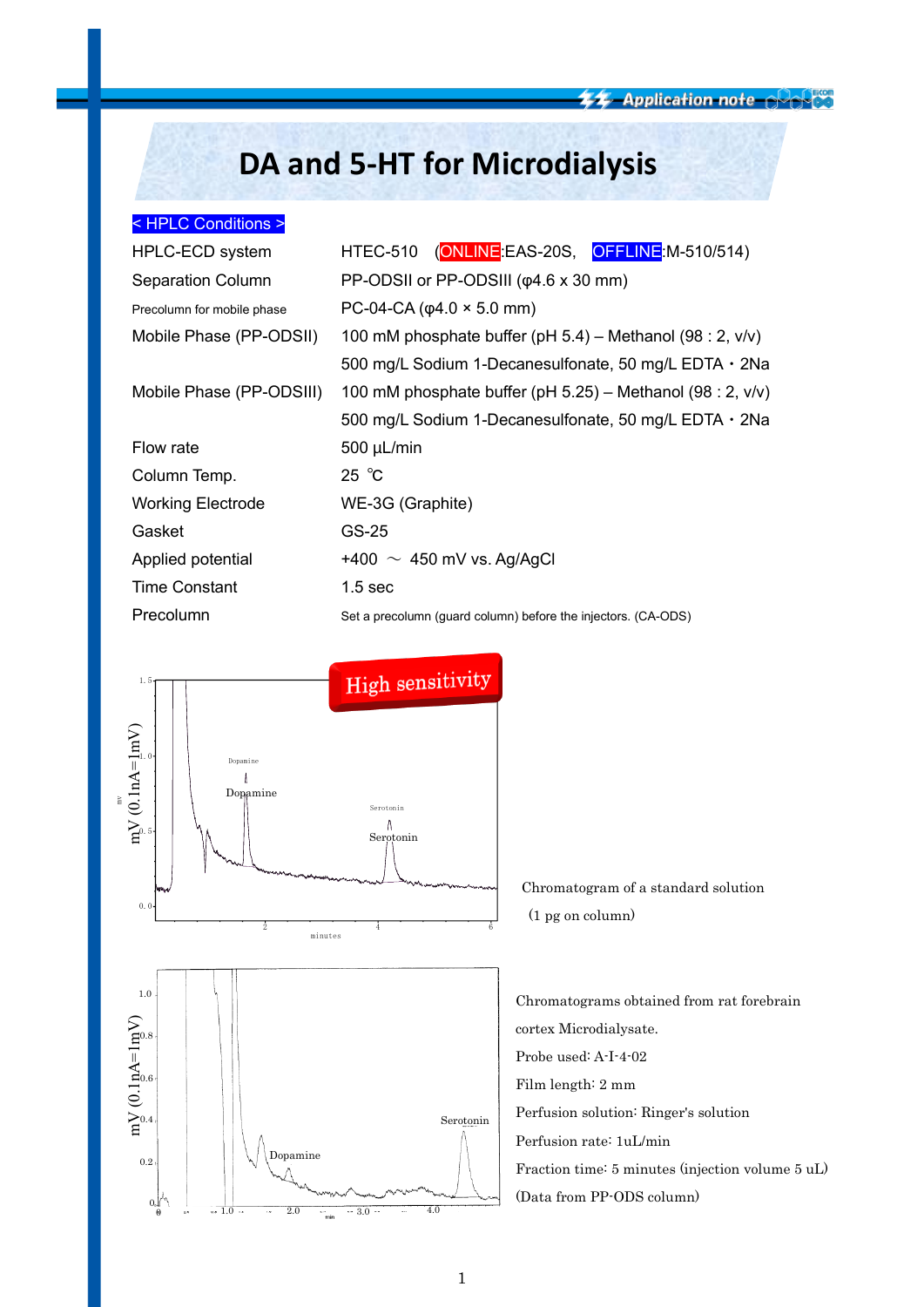# DA and 5-HT for Microdialysis

**< HPLC Conditions >**

| | |
|---|---|
| HPLC-ECD system | HTEC-510 (ONLINE:EAS-20S, OFFLINE:M-510/514) |
| Separation Column | PP-ODSII or PP-ODSIII (φ4.6 x 30 mm) |
| Precolumn for mobile phase | PC-04-CA (φ4.0 × 5.0 mm) |
| Mobile Phase (PP-ODSII) | 100 mM phosphate buffer (pH 5.4) – Methanol (98 : 2, v/v) 500 mg/L Sodium 1-Decanesulfonate, 50 mg/L EDTA・2Na |
| Mobile Phase (PP-ODSIII) | 100 mM phosphate buffer (pH 5.25) – Methanol (98 : 2, v/v) 500 mg/L Sodium 1-Decanesulfonate, 50 mg/L EDTA・2Na |
| Flow rate | 500 µL/min |
| Column Temp. | 25 ℃ |
| Working Electrode | WE-3G (Graphite) |
| Gasket | GS-25 |
| Applied potential | +400 ～ 450 mV vs. Ag/AgCl |
| Time Constant | 1.5 sec |
| Precolumn | Set a precolumn (guard column) before the injectors. (CA-ODS) |

High sensitivity

Chromatogram of a standard solution (1 pg on column)

Chromatograms obtained from rat forebrain cortex Microdialysate.
Probe used: A-I-4-02
Film length: 2 mm
Perfusion solution: Ringer's solution
Perfusion rate: 1uL/min
Fraction time: 5 minutes (injection volume 5 uL)
(Data from PP-ODS column)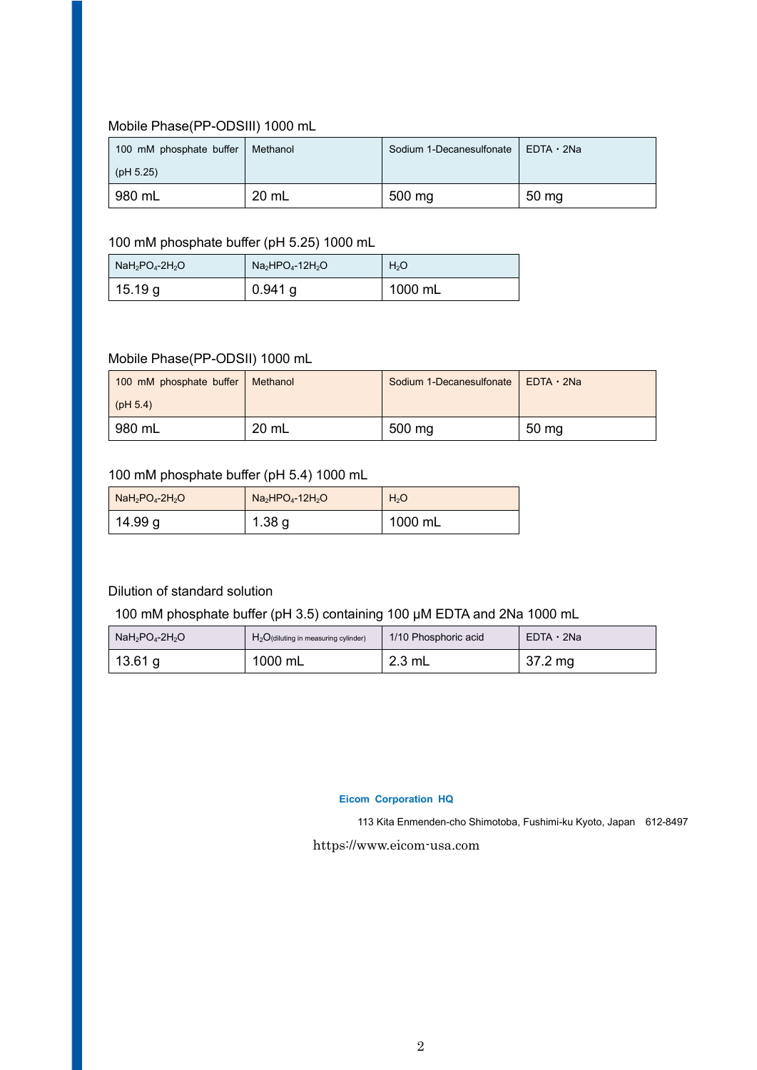### Mobile Phase(PP-ODSIII) 1000 mL

| 100 mM phosphate buffer (pH 5.25) | Methanol | Sodium 1-Decanesulfonate | EDTA・2Na |
|---|---|---|---|
| 980 mL | 20 mL | 500 mg | 50 mg |

### 100 mM phosphate buffer (pH 5.25) 1000 mL

| $NaH_2PO_4$-$2H_2O$ | $Na_2HPO_4$-$12H_2O$ | $H_2O$ |
|---|---|---|
| 15.19 g | 0.941 g | 1000 mL |

### Mobile Phase(PP-ODSII) 1000 mL

| 100 mM phosphate buffer (pH 5.4) | Methanol | Sodium 1-Decanesulfonate | EDTA・2Na |
|---|---|---|---|
| 980 mL | 20 mL | 500 mg | 50 mg |

### 100 mM phosphate buffer (pH 5.4) 1000 mL

| $NaH_2PO_4$-$2H_2O$ | $Na_2HPO_4$-$12H_2O$ | $H_2O$ |
|---|---|---|
| 14.99 g | 1.38 g | 1000 mL |

### Dilution of standard solution

100 mM phosphate buffer (pH 3.5) containing 100 µM EDTA and 2Na 1000 mL

| $NaH_2PO_4$-$2H_2O$ | $H_2O$ (diluting in measuring cylinder) | 1/10 Phosphoric acid | EDTA・2Na |
|---|---|---|---|
| 13.61 g | 1000 mL | 2.3 mL | 37.2 mg |

**Eicom Corporation HQ**

113 Kita Enmenden-cho Shimotoba, Fushimi-ku Kyoto, Japan 612-8497

https://www.eicom-usa.com